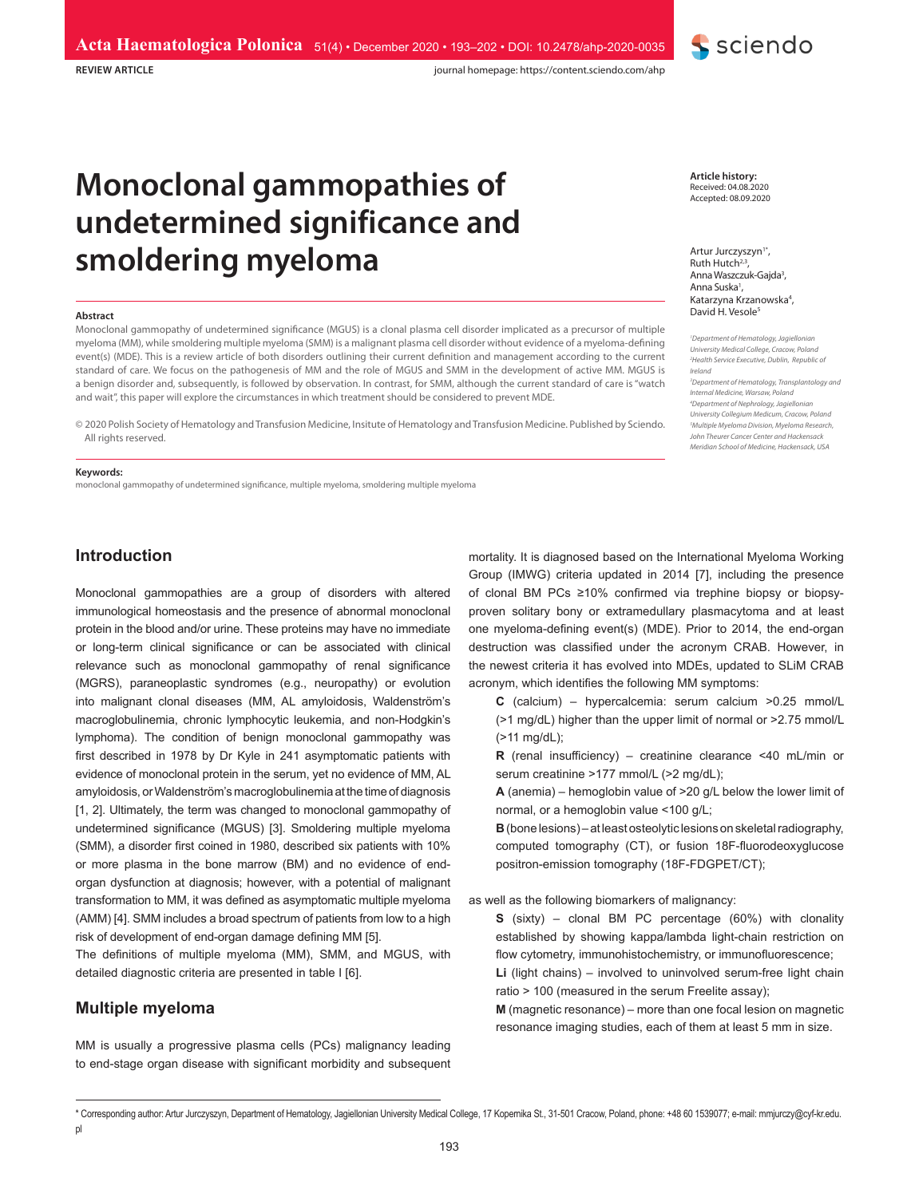REVIEW ARTICLE

# Monoclonal gammopathies of undetermined significance and smoldering myeloma

**Article history:**
Received: 04.08.2020
Accepted: 08.09.2020

Artur Jurczyszyn[1*], Ruth Hutch[2,3], Anna Waszczuk-Gajda[3], Anna Suska[1], Katarzyna Krzanowska[4], David H. Vesole[5]

[1]*Department of Hematology, Jagiellonian University Medical College, Cracow, Poland*
[2]*Health Service Executive, Dublin, Republic of Ireland*
[3]*Department of Hematology, Transplantology and Internal Medicine, Warsaw, Poland*
[4]*Department of Nephrology, Jagiellonian University Collegium Medicum, Cracow, Poland*
[5]*Multiple Myeloma Division, Myeloma Research, John Theurer Cancer Center and Hackensack Meridian School of Medicine, Hackensack, USA*

### Abstract

Monoclonal gammopathy of undetermined significance (MGUS) is a clonal plasma cell disorder implicated as a precursor of multiple myeloma (MM), while smoldering multiple myeloma (SMM) is a malignant plasma cell disorder without evidence of a myeloma-defining event(s) (MDE). This is a review article of both disorders outlining their current definition and management according to the current standard of care. We focus on the pathogenesis of MM and the role of MGUS and SMM in the development of active MM. MGUS is a benign disorder and, subsequently, is followed by observation. In contrast, for SMM, although the current standard of care is "watch and wait", this paper will explore the circumstances in which treatment should be considered to prevent MDE.

© 2020 Polish Society of Hematology and Transfusion Medicine, Insitute of Hematology and Transfusion Medicine. Published by Sciendo. All rights reserved.

**Keywords:**
monoclonal gammopathy of undetermined significance, multiple myeloma, smoldering multiple myeloma

## Introduction

Monoclonal gammopathies are a group of disorders with altered immunological homeostasis and the presence of abnormal monoclonal protein in the blood and/or urine. These proteins may have no immediate or long-term clinical significance or can be associated with clinical relevance such as monoclonal gammopathy of renal significance (MGRS), paraneoplastic syndromes (e.g., neuropathy) or evolution into malignant clonal diseases (MM, AL amyloidosis, Waldenström's macroglobulinemia, chronic lymphocytic leukemia, and non-Hodgkin's lymphoma). The condition of benign monoclonal gammopathy was first described in 1978 by Dr Kyle in 241 asymptomatic patients with evidence of monoclonal protein in the serum, yet no evidence of MM, AL amyloidosis, or Waldenström's macroglobulinemia at the time of diagnosis [1, 2]. Ultimately, the term was changed to monoclonal gammopathy of undetermined significance (MGUS) [3]. Smoldering multiple myeloma (SMM), a disorder first coined in 1980, described six patients with 10% or more plasma in the bone marrow (BM) and no evidence of end-organ dysfunction at diagnosis; however, with a potential of malignant transformation to MM, it was defined as asymptomatic multiple myeloma (AMM) [4]. SMM includes a broad spectrum of patients from low to a high risk of development of end-organ damage defining MM [5].
The definitions of multiple myeloma (MM), SMM, and MGUS, with detailed diagnostic criteria are presented in table I [6].

## Multiple myeloma

MM is usually a progressive plasma cells (PCs) malignancy leading to end-stage organ disease with significant morbidity and subsequent mortality. It is diagnosed based on the International Myeloma Working Group (IMWG) criteria updated in 2014 [7], including the presence of clonal BM PCs ≥10% confirmed via trephine biopsy or biopsy-proven solitary bony or extramedullary plasmacytoma and at least one myeloma-defining event(s) (MDE). Prior to 2014, the end-organ destruction was classified under the acronym CRAB. However, in the newest criteria it has evolved into MDEs, updated to SLiM CRAB acronym, which identifies the following MM symptoms:

**C** (calcium) – hypercalcemia: serum calcium >0.25 mmol/L (>1 mg/dL) higher than the upper limit of normal or >2.75 mmol/L (>11 mg/dL);

**R** (renal insufficiency) – creatinine clearance <40 mL/min or serum creatinine >177 mmol/L (>2 mg/dL);

**A** (anemia) – hemoglobin value of >20 g/L below the lower limit of normal, or a hemoglobin value <100 g/L;

**B** (bone lesions) – at least osteolytic lesions on skeletal radiography, computed tomography (CT), or fusion 18F-fluorodeoxyglucose positron-emission tomography (18F-FDGPET/CT);

as well as the following biomarkers of malignancy:

**S** (sixty) – clonal BM PC percentage (60%) with clonality established by showing kappa/lambda light-chain restriction on flow cytometry, immunohistochemistry, or immunofluorescence;

**Li** (light chains) – involved to uninvolved serum-free light chain ratio > 100 (measured in the serum Freelite assay);

**M** (magnetic resonance) – more than one focal lesion on magnetic resonance imaging studies, each of them at least 5 mm in size.

\* Corresponding author: Artur Jurczyszyn, Department of Hematology, Jagiellonian University Medical College, 17 Kopernika St., 31-501 Cracow, Poland, phone: +48 60 1539077; e-mail: mmjurczy@cyf-kr.edu.pl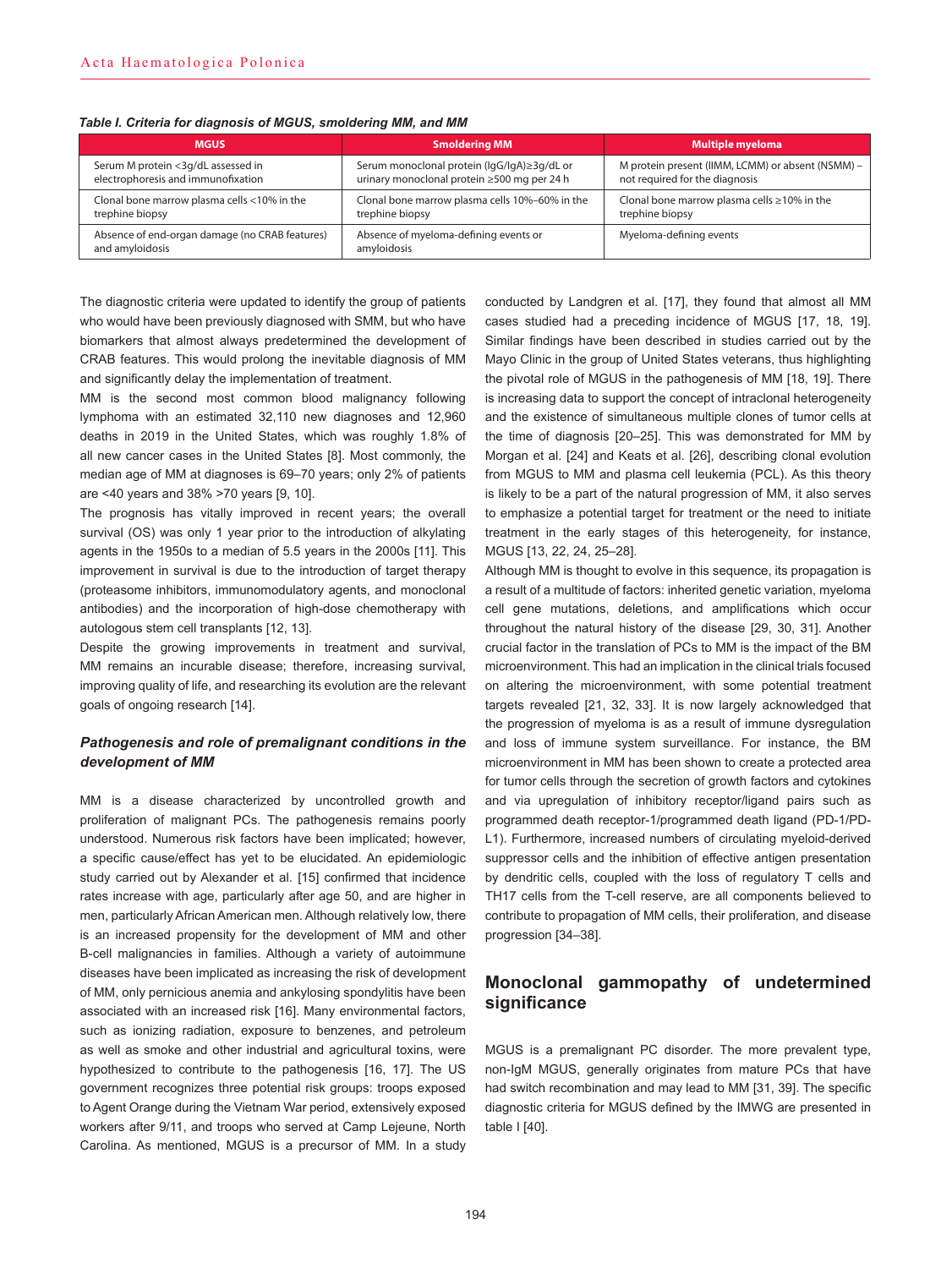*Table I. Criteria for diagnosis of MGUS, smoldering MM, and MM*

| MGUS | Smoldering MM | Multiple myeloma |
|---|---|---|
| Serum M protein <3g/dL assessed in electrophoresis and immunofixation | Serum monoclonal protein (IgG/IgA)≥3g/dL or urinary monoclonal protein ≥500 mg per 24 h | M protein present (IIMM, LCMM) or absent (NSMM) – not required for the diagnosis |
| Clonal bone marrow plasma cells <10% in the trephine biopsy | Clonal bone marrow plasma cells 10%–60% in the trephine biopsy | Clonal bone marrow plasma cells ≥10% in the trephine biopsy |
| Absence of end-organ damage (no CRAB features) and amyloidosis | Absence of myeloma-defining events or amyloidosis | Myeloma-defining events |

The diagnostic criteria were updated to identify the group of patients who would have been previously diagnosed with SMM, but who have biomarkers that almost always predetermined the development of CRAB features. This would prolong the inevitable diagnosis of MM and significantly delay the implementation of treatment.

MM is the second most common blood malignancy following lymphoma with an estimated 32,110 new diagnoses and 12,960 deaths in 2019 in the United States, which was roughly 1.8% of all new cancer cases in the United States [8]. Most commonly, the median age of MM at diagnoses is 69–70 years; only 2% of patients are <40 years and 38% >70 years [9, 10].

The prognosis has vitally improved in recent years; the overall survival (OS) was only 1 year prior to the introduction of alkylating agents in the 1950s to a median of 5.5 years in the 2000s [11]. This improvement in survival is due to the introduction of target therapy (proteasome inhibitors, immunomodulatory agents, and monoclonal antibodies) and the incorporation of high-dose chemotherapy with autologous stem cell transplants [12, 13].

Despite the growing improvements in treatment and survival, MM remains an incurable disease; therefore, increasing survival, improving quality of life, and researching its evolution are the relevant goals of ongoing research [14].

### *Pathogenesis and role of premalignant conditions in the development of MM*

MM is a disease characterized by uncontrolled growth and proliferation of malignant PCs. The pathogenesis remains poorly understood. Numerous risk factors have been implicated; however, a specific cause/effect has yet to be elucidated. An epidemiologic study carried out by Alexander et al. [15] confirmed that incidence rates increase with age, particularly after age 50, and are higher in men, particularly African American men. Although relatively low, there is an increased propensity for the development of MM and other B-cell malignancies in families. Although a variety of autoimmune diseases have been implicated as increasing the risk of development of MM, only pernicious anemia and ankylosing spondylitis have been associated with an increased risk [16]. Many environmental factors, such as ionizing radiation, exposure to benzenes, and petroleum as well as smoke and other industrial and agricultural toxins, were hypothesized to contribute to the pathogenesis [16, 17]. The US government recognizes three potential risk groups: troops exposed to Agent Orange during the Vietnam War period, extensively exposed workers after 9/11, and troops who served at Camp Lejeune, North Carolina. As mentioned, MGUS is a precursor of MM. In a study conducted by Landgren et al. [17], they found that almost all MM cases studied had a preceding incidence of MGUS [17, 18, 19]. Similar findings have been described in studies carried out by the Mayo Clinic in the group of United States veterans, thus highlighting the pivotal role of MGUS in the pathogenesis of MM [18, 19]. There is increasing data to support the concept of intraclonal heterogeneity and the existence of simultaneous multiple clones of tumor cells at the time of diagnosis [20–25]. This was demonstrated for MM by Morgan et al. [24] and Keats et al. [26], describing clonal evolution from MGUS to MM and plasma cell leukemia (PCL). As this theory is likely to be a part of the natural progression of MM, it also serves to emphasize a potential target for treatment or the need to initiate treatment in the early stages of this heterogeneity, for instance, MGUS [13, 22, 24, 25–28].

Although MM is thought to evolve in this sequence, its propagation is a result of a multitude of factors: inherited genetic variation, myeloma cell gene mutations, deletions, and amplifications which occur throughout the natural history of the disease [29, 30, 31]. Another crucial factor in the translation of PCs to MM is the impact of the BM microenvironment. This had an implication in the clinical trials focused on altering the microenvironment, with some potential treatment targets revealed [21, 32, 33]. It is now largely acknowledged that the progression of myeloma is as a result of immune dysregulation and loss of immune system surveillance. For instance, the BM microenvironment in MM has been shown to create a protected area for tumor cells through the secretion of growth factors and cytokines and via upregulation of inhibitory receptor/ligand pairs such as programmed death receptor-1/programmed death ligand (PD-1/PD-L1). Furthermore, increased numbers of circulating myeloid-derived suppressor cells and the inhibition of effective antigen presentation by dendritic cells, coupled with the loss of regulatory T cells and TH17 cells from the T-cell reserve, are all components believed to contribute to propagation of MM cells, their proliferation, and disease progression [34–38].

## Monoclonal gammopathy of undetermined significance

MGUS is a premalignant PC disorder. The more prevalent type, non-IgM MGUS, generally originates from mature PCs that have had switch recombination and may lead to MM [31, 39]. The specific diagnostic criteria for MGUS defined by the IMWG are presented in table I [40].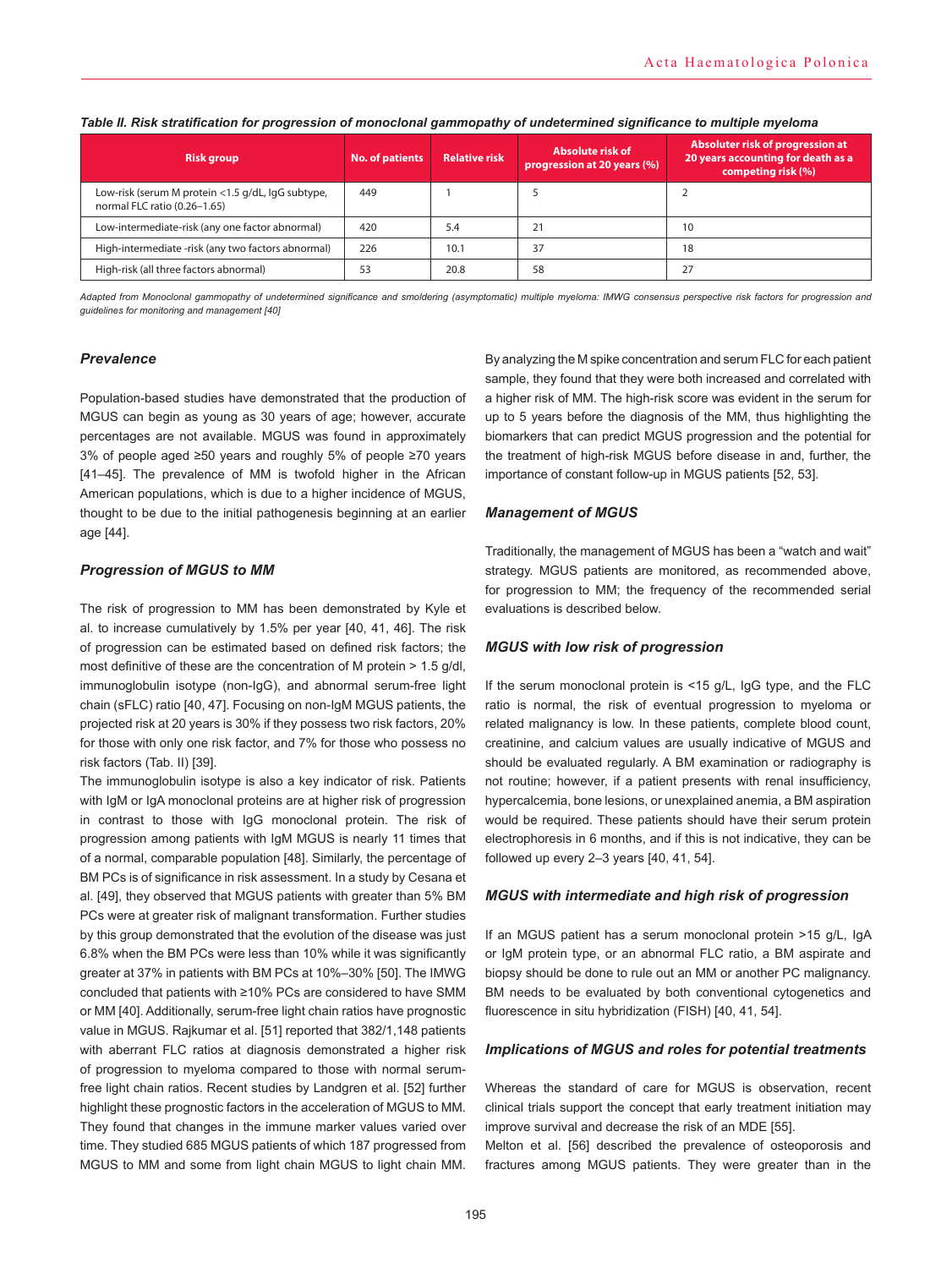*Table II. Risk stratification for progression of monoclonal gammopathy of undetermined significance to multiple myeloma*

| Risk group | No. of patients | Relative risk | Absolute risk of progression at 20 years (%) | Absoluter risk of progression at 20 years accounting for death as a competing risk (%) |
|---|---|---|---|---|
| Low-risk (serum M protein <1.5 g/dL, IgG subtype, normal FLC ratio (0.26–1.65) | 449 | 1 | 5 | 2 |
| Low-intermediate-risk (any one factor abnormal) | 420 | 5.4 | 21 | 10 |
| High-intermediate -risk (any two factors abnormal) | 226 | 10.1 | 37 | 18 |
| High-risk (all three factors abnormal) | 53 | 20.8 | 58 | 27 |

*Adapted from Monoclonal gammopathy of undetermined significance and smoldering (asymptomatic) multiple myeloma: IMWG consensus perspective risk factors for progression and guidelines for monitoring and management [40]*

### *Prevalence*

Population-based studies have demonstrated that the production of MGUS can begin as young as 30 years of age; however, accurate percentages are not available. MGUS was found in approximately 3% of people aged ≥50 years and roughly 5% of people ≥70 years [41–45]. The prevalence of MM is twofold higher in the African American populations, which is due to a higher incidence of MGUS, thought to be due to the initial pathogenesis beginning at an earlier age [44].

### *Progression of MGUS to MM*

The risk of progression to MM has been demonstrated by Kyle et al. to increase cumulatively by 1.5% per year [40, 41, 46]. The risk of progression can be estimated based on defined risk factors; the most definitive of these are the concentration of M protein > 1.5 g/dl, immunoglobulin isotype (non-IgG), and abnormal serum-free light chain (sFLC) ratio [40, 47]. Focusing on non-IgM MGUS patients, the projected risk at 20 years is 30% if they possess two risk factors, 20% for those with only one risk factor, and 7% for those who possess no risk factors (Tab. II) [39].

The immunoglobulin isotype is also a key indicator of risk. Patients with IgM or IgA monoclonal proteins are at higher risk of progression in contrast to those with IgG monoclonal protein. The risk of progression among patients with IgM MGUS is nearly 11 times that of a normal, comparable population [48]. Similarly, the percentage of BM PCs is of significance in risk assessment. In a study by Cesana et al. [49], they observed that MGUS patients with greater than 5% BM PCs were at greater risk of malignant transformation. Further studies by this group demonstrated that the evolution of the disease was just 6.8% when the BM PCs were less than 10% while it was significantly greater at 37% in patients with BM PCs at 10%–30% [50]. The IMWG concluded that patients with ≥10% PCs are considered to have SMM or MM [40]. Additionally, serum-free light chain ratios have prognostic value in MGUS. Rajkumar et al. [51] reported that 382/1,148 patients with aberrant FLC ratios at diagnosis demonstrated a higher risk of progression to myeloma compared to those with normal serum-free light chain ratios. Recent studies by Landgren et al. [52] further highlight these prognostic factors in the acceleration of MGUS to MM. They found that changes in the immune marker values varied over time. They studied 685 MGUS patients of which 187 progressed from MGUS to MM and some from light chain MGUS to light chain MM. By analyzing the M spike concentration and serum FLC for each patient sample, they found that they were both increased and correlated with a higher risk of MM. The high-risk score was evident in the serum for up to 5 years before the diagnosis of the MM, thus highlighting the biomarkers that can predict MGUS progression and the potential for the treatment of high-risk MGUS before disease in and, further, the importance of constant follow-up in MGUS patients [52, 53].

### *Management of MGUS*

Traditionally, the management of MGUS has been a "watch and wait" strategy. MGUS patients are monitored, as recommended above, for progression to MM; the frequency of the recommended serial evaluations is described below.

### *MGUS with low risk of progression*

If the serum monoclonal protein is <15 g/L, IgG type, and the FLC ratio is normal, the risk of eventual progression to myeloma or related malignancy is low. In these patients, complete blood count, creatinine, and calcium values are usually indicative of MGUS and should be evaluated regularly. A BM examination or radiography is not routine; however, if a patient presents with renal insufficiency, hypercalcemia, bone lesions, or unexplained anemia, a BM aspiration would be required. These patients should have their serum protein electrophoresis in 6 months, and if this is not indicative, they can be followed up every 2–3 years [40, 41, 54].

### *MGUS with intermediate and high risk of progression*

If an MGUS patient has a serum monoclonal protein >15 g/L, IgA or IgM protein type, or an abnormal FLC ratio, a BM aspirate and biopsy should be done to rule out an MM or another PC malignancy. BM needs to be evaluated by both conventional cytogenetics and fluorescence in situ hybridization (FISH) [40, 41, 54].

### *Implications of MGUS and roles for potential treatments*

Whereas the standard of care for MGUS is observation, recent clinical trials support the concept that early treatment initiation may improve survival and decrease the risk of an MDE [55].

Melton et al. [56] described the prevalence of osteoporosis and fractures among MGUS patients. They were greater than in the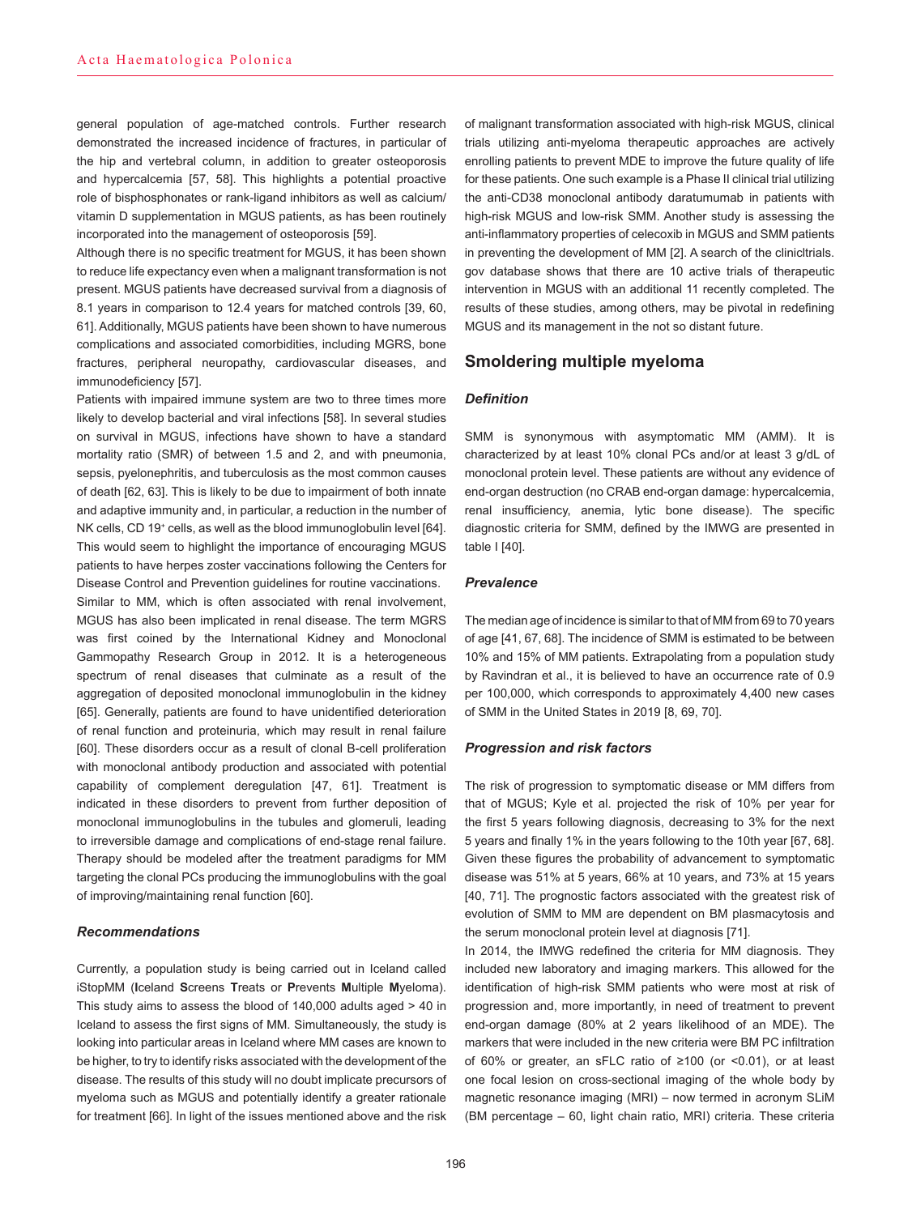general population of age-matched controls. Further research demonstrated the increased incidence of fractures, in particular of the hip and vertebral column, in addition to greater osteoporosis and hypercalcemia [57, 58]. This highlights a potential proactive role of bisphosphonates or rank-ligand inhibitors as well as calcium/ vitamin D supplementation in MGUS patients, as has been routinely incorporated into the management of osteoporosis [59].

Although there is no specific treatment for MGUS, it has been shown to reduce life expectancy even when a malignant transformation is not present. MGUS patients have decreased survival from a diagnosis of 8.1 years in comparison to 12.4 years for matched controls [39, 60, 61]. Additionally, MGUS patients have been shown to have numerous complications and associated comorbidities, including MGRS, bone fractures, peripheral neuropathy, cardiovascular diseases, and immunodeficiency [57].

Patients with impaired immune system are two to three times more likely to develop bacterial and viral infections [58]. In several studies on survival in MGUS, infections have shown to have a standard mortality ratio (SMR) of between 1.5 and 2, and with pneumonia, sepsis, pyelonephritis, and tuberculosis as the most common causes of death [62, 63]. This is likely to be due to impairment of both innate and adaptive immunity and, in particular, a reduction in the number of NK cells, CD 19$^+$ cells, as well as the blood immunoglobulin level [64]. This would seem to highlight the importance of encouraging MGUS patients to have herpes zoster vaccinations following the Centers for Disease Control and Prevention guidelines for routine vaccinations.

Similar to MM, which is often associated with renal involvement, MGUS has also been implicated in renal disease. The term MGRS was first coined by the International Kidney and Monoclonal Gammopathy Research Group in 2012. It is a heterogeneous spectrum of renal diseases that culminate as a result of the aggregation of deposited monoclonal immunoglobulin in the kidney [65]. Generally, patients are found to have unidentified deterioration of renal function and proteinuria, which may result in renal failure [60]. These disorders occur as a result of clonal B-cell proliferation with monoclonal antibody production and associated with potential capability of complement deregulation [47, 61]. Treatment is indicated in these disorders to prevent from further deposition of monoclonal immunoglobulins in the tubules and glomeruli, leading to irreversible damage and complications of end-stage renal failure. Therapy should be modeled after the treatment paradigms for MM targeting the clonal PCs producing the immunoglobulins with the goal of improving/maintaining renal function [60].

### *Recommendations*

Currently, a population study is being carried out in Iceland called iStopMM (**I**celand **S**creens **T**reats or **P**revents **M**ultiple **M**yeloma). This study aims to assess the blood of 140,000 adults aged > 40 in Iceland to assess the first signs of MM. Simultaneously, the study is looking into particular areas in Iceland where MM cases are known to be higher, to try to identify risks associated with the development of the disease. The results of this study will no doubt implicate precursors of myeloma such as MGUS and potentially identify a greater rationale for treatment [66]. In light of the issues mentioned above and the risk of malignant transformation associated with high-risk MGUS, clinical trials utilizing anti-myeloma therapeutic approaches are actively enrolling patients to prevent MDE to improve the future quality of life for these patients. One such example is a Phase II clinical trial utilizing the anti-CD38 monoclonal antibody daratumumab in patients with high-risk MGUS and low-risk SMM. Another study is assessing the anti-inflammatory properties of celecoxib in MGUS and SMM patients in preventing the development of MM [2]. A search of the clinicltrials.gov database shows that there are 10 active trials of therapeutic intervention in MGUS with an additional 11 recently completed. The results of these studies, among others, may be pivotal in redefining MGUS and its management in the not so distant future.

## Smoldering multiple myeloma

### *Definition*

SMM is synonymous with asymptomatic MM (AMM). It is characterized by at least 10% clonal PCs and/or at least 3 g/dL of monoclonal protein level. These patients are without any evidence of end-organ destruction (no CRAB end-organ damage: hypercalcemia, renal insufficiency, anemia, lytic bone disease). The specific diagnostic criteria for SMM, defined by the IMWG are presented in table I [40].

### *Prevalence*

The median age of incidence is similar to that of MM from 69 to 70 years of age [41, 67, 68]. The incidence of SMM is estimated to be between 10% and 15% of MM patients. Extrapolating from a population study by Ravindran et al., it is believed to have an occurrence rate of 0.9 per 100,000, which corresponds to approximately 4,400 new cases of SMM in the United States in 2019 [8, 69, 70].

### *Progression and risk factors*

The risk of progression to symptomatic disease or MM differs from that of MGUS; Kyle et al. projected the risk of 10% per year for the first 5 years following diagnosis, decreasing to 3% for the next 5 years and finally 1% in the years following to the 10th year [67, 68]. Given these figures the probability of advancement to symptomatic disease was 51% at 5 years, 66% at 10 years, and 73% at 15 years [40, 71]. The prognostic factors associated with the greatest risk of evolution of SMM to MM are dependent on BM plasmacytosis and the serum monoclonal protein level at diagnosis [71].

In 2014, the IMWG redefined the criteria for MM diagnosis. They included new laboratory and imaging markers. This allowed for the identification of high-risk SMM patients who were most at risk of progression and, more importantly, in need of treatment to prevent end-organ damage (80% at 2 years likelihood of an MDE). The markers that were included in the new criteria were BM PC infiltration of 60% or greater, an sFLC ratio of ≥100 (or <0.01), or at least one focal lesion on cross-sectional imaging of the whole body by magnetic resonance imaging (MRI) – now termed in acronym SLiM (BM percentage – 60, light chain ratio, MRI) criteria. These criteria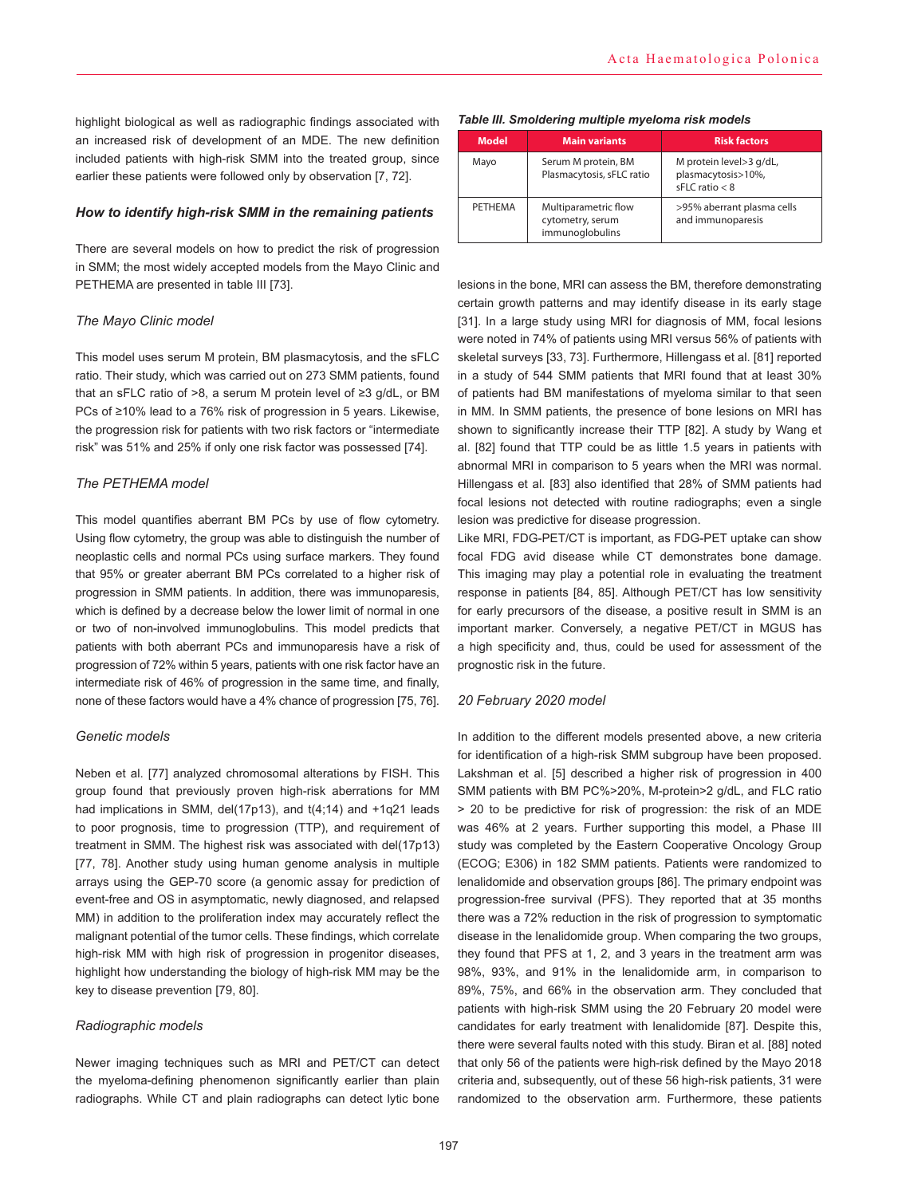highlight biological as well as radiographic findings associated with an increased risk of development of an MDE. The new definition included patients with high-risk SMM into the treated group, since earlier these patients were followed only by observation [7, 72].

### How to identify high-risk SMM in the remaining patients

There are several models on how to predict the risk of progression in SMM; the most widely accepted models from the Mayo Clinic and PETHEMA are presented in table III [73].

#### The Mayo Clinic model

This model uses serum M protein, BM plasmacytosis, and the sFLC ratio. Their study, which was carried out on 273 SMM patients, found that an sFLC ratio of >8, a serum M protein level of ≥3 g/dL, or BM PCs of ≥10% lead to a 76% risk of progression in 5 years. Likewise, the progression risk for patients with two risk factors or "intermediate risk" was 51% and 25% if only one risk factor was possessed [74].

#### The PETHEMA model

This model quantifies aberrant BM PCs by use of flow cytometry. Using flow cytometry, the group was able to distinguish the number of neoplastic cells and normal PCs using surface markers. They found that 95% or greater aberrant BM PCs correlated to a higher risk of progression in SMM patients. In addition, there was immunoparesis, which is defined by a decrease below the lower limit of normal in one or two of non-involved immunoglobulins. This model predicts that patients with both aberrant PCs and immunoparesis have a risk of progression of 72% within 5 years, patients with one risk factor have an intermediate risk of 46% of progression in the same time, and finally, none of these factors would have a 4% chance of progression [75, 76].

#### Genetic models

Neben et al. [77] analyzed chromosomal alterations by FISH. This group found that previously proven high-risk aberrations for MM had implications in SMM, del(17p13), and t(4;14) and +1q21 leads to poor prognosis, time to progression (TTP), and requirement of treatment in SMM. The highest risk was associated with del(17p13) [77, 78]. Another study using human genome analysis in multiple arrays using the GEP-70 score (a genomic assay for prediction of event-free and OS in asymptomatic, newly diagnosed, and relapsed MM) in addition to the proliferation index may accurately reflect the malignant potential of the tumor cells. These findings, which correlate high-risk MM with high risk of progression in progenitor diseases, highlight how understanding the biology of high-risk MM may be the key to disease prevention [79, 80].

#### Radiographic models

Newer imaging techniques such as MRI and PET/CT can detect the myeloma-defining phenomenon significantly earlier than plain radiographs. While CT and plain radiographs can detect lytic bone

*Table III. Smoldering multiple myeloma risk models*

| Model | Main variants | Risk factors |
|---|---|---|
| Mayo | Serum M protein, BM Plasmacytosis, sFLC ratio | M protein level>3 g/dL, plasmacytosis>10%, sFLC ratio < 8 |
| PETHEMA | Multiparametric flow cytometry, serum immunoglobulins | >95% aberrant plasma cells and immunoparesis |

lesions in the bone, MRI can assess the BM, therefore demonstrating certain growth patterns and may identify disease in its early stage [31]. In a large study using MRI for diagnosis of MM, focal lesions were noted in 74% of patients using MRI versus 56% of patients with skeletal surveys [33, 73]. Furthermore, Hillengass et al. [81] reported in a study of 544 SMM patients that MRI found that at least 30% of patients had BM manifestations of myeloma similar to that seen in MM. In SMM patients, the presence of bone lesions on MRI has shown to significantly increase their TTP [82]. A study by Wang et al. [82] found that TTP could be as little 1.5 years in patients with abnormal MRI in comparison to 5 years when the MRI was normal. Hillengass et al. [83] also identified that 28% of SMM patients had focal lesions not detected with routine radiographs; even a single lesion was predictive for disease progression.

Like MRI, FDG-PET/CT is important, as FDG-PET uptake can show focal FDG avid disease while CT demonstrates bone damage. This imaging may play a potential role in evaluating the treatment response in patients [84, 85]. Although PET/CT has low sensitivity for early precursors of the disease, a positive result in SMM is an important marker. Conversely, a negative PET/CT in MGUS has a high specificity and, thus, could be used for assessment of the prognostic risk in the future.

#### 20 February 2020 model

In addition to the different models presented above, a new criteria for identification of a high-risk SMM subgroup have been proposed. Lakshman et al. [5] described a higher risk of progression in 400 SMM patients with BM PC%>20%, M-protein>2 g/dL, and FLC ratio > 20 to be predictive for risk of progression: the risk of an MDE was 46% at 2 years. Further supporting this model, a Phase III study was completed by the Eastern Cooperative Oncology Group (ECOG; E306) in 182 SMM patients. Patients were randomized to lenalidomide and observation groups [86]. The primary endpoint was progression-free survival (PFS). They reported that at 35 months there was a 72% reduction in the risk of progression to symptomatic disease in the lenalidomide group. When comparing the two groups, they found that PFS at 1, 2, and 3 years in the treatment arm was 98%, 93%, and 91% in the lenalidomide arm, in comparison to 89%, 75%, and 66% in the observation arm. They concluded that patients with high-risk SMM using the 20 February 20 model were candidates for early treatment with lenalidomide [87]. Despite this, there were several faults noted with this study. Biran et al. [88] noted that only 56 of the patients were high-risk defined by the Mayo 2018 criteria and, subsequently, out of these 56 high-risk patients, 31 were randomized to the observation arm. Furthermore, these patients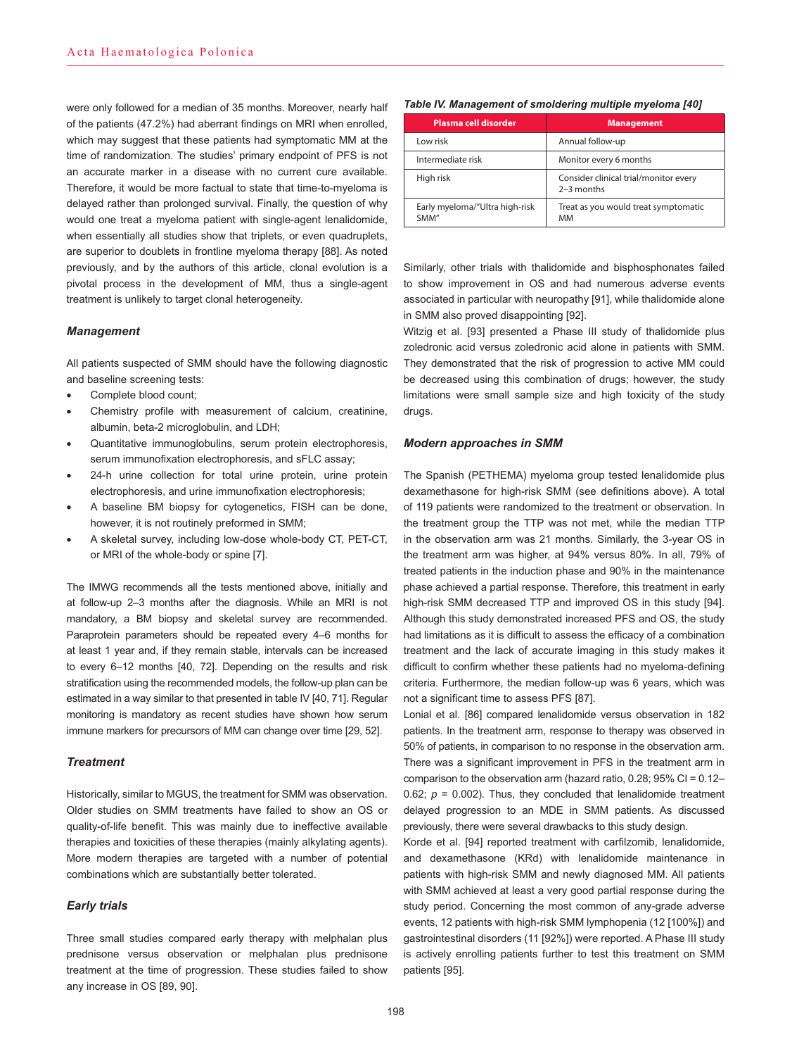were only followed for a median of 35 months. Moreover, nearly half of the patients (47.2%) had aberrant findings on MRI when enrolled, which may suggest that these patients had symptomatic MM at the time of randomization. The studies' primary endpoint of PFS is not an accurate marker in a disease with no current cure available. Therefore, it would be more factual to state that time-to-myeloma is delayed rather than prolonged survival. Finally, the question of why would one treat a myeloma patient with single-agent lenalidomide, when essentially all studies show that triplets, or even quadruplets, are superior to doublets in frontline myeloma therapy [88]. As noted previously, and by the authors of this article, clonal evolution is a pivotal process in the development of MM, thus a single-agent treatment is unlikely to target clonal heterogeneity.

### Management

All patients suspected of SMM should have the following diagnostic and baseline screening tests:

- Complete blood count;
- Chemistry profile with measurement of calcium, creatinine, albumin, beta-2 microglobulin, and LDH;
- Quantitative immunoglobulins, serum protein electrophoresis, serum immunofixation electrophoresis, and sFLC assay;
- 24-h urine collection for total urine protein, urine protein electrophoresis, and urine immunofixation electrophoresis;
- A baseline BM biopsy for cytogenetics, FISH can be done, however, it is not routinely preformed in SMM;
- A skeletal survey, including low-dose whole-body CT, PET-CT, or MRI of the whole-body or spine [7].

The IMWG recommends all the tests mentioned above, initially and at follow-up 2–3 months after the diagnosis. While an MRI is not mandatory, a BM biopsy and skeletal survey are recommended. Paraprotein parameters should be repeated every 4–6 months for at least 1 year and, if they remain stable, intervals can be increased to every 6–12 months [40, 72]. Depending on the results and risk stratification using the recommended models, the follow-up plan can be estimated in a way similar to that presented in table IV [40, 71]. Regular monitoring is mandatory as recent studies have shown how serum immune markers for precursors of MM can change over time [29, 52].

*Table IV. Management of smoldering multiple myeloma [40]*

| Plasma cell disorder | Management |
|---|---|
| Low risk | Annual follow-up |
| Intermediate risk | Monitor every 6 months |
| High risk | Consider clinical trial/monitor every 2–3 months |
| Early myeloma/"Ultra high-risk SMM" | Treat as you would treat symptomatic MM |

### Treatment

Historically, similar to MGUS, the treatment for SMM was observation. Older studies on SMM treatments have failed to show an OS or quality-of-life benefit. This was mainly due to ineffective available therapies and toxicities of these therapies (mainly alkylating agents). More modern therapies are targeted with a number of potential combinations which are substantially better tolerated.

### Early trials

Three small studies compared early therapy with melphalan plus prednisone versus observation or melphalan plus prednisone treatment at the time of progression. These studies failed to show any increase in OS [89, 90].

Similarly, other trials with thalidomide and bisphosphonates failed to show improvement in OS and had numerous adverse events associated in particular with neuropathy [91], while thalidomide alone in SMM also proved disappointing [92].

Witzig et al. [93] presented a Phase III study of thalidomide plus zoledronic acid versus zoledronic acid alone in patients with SMM. They demonstrated that the risk of progression to active MM could be decreased using this combination of drugs; however, the study limitations were small sample size and high toxicity of the study drugs.

### Modern approaches in SMM

The Spanish (PETHEMA) myeloma group tested lenalidomide plus dexamethasone for high-risk SMM (see definitions above). A total of 119 patients were randomized to the treatment or observation. In the treatment group the TTP was not met, while the median TTP in the observation arm was 21 months. Similarly, the 3-year OS in the treatment arm was higher, at 94% versus 80%. In all, 79% of treated patients in the induction phase and 90% in the maintenance phase achieved a partial response. Therefore, this treatment in early high-risk SMM decreased TTP and improved OS in this study [94]. Although this study demonstrated increased PFS and OS, the study had limitations as it is difficult to assess the efficacy of a combination treatment and the lack of accurate imaging in this study makes it difficult to confirm whether these patients had no myeloma-defining criteria. Furthermore, the median follow-up was 6 years, which was not a significant time to assess PFS [87].

Lonial et al. [86] compared lenalidomide versus observation in 182 patients. In the treatment arm, response to therapy was observed in 50% of patients, in comparison to no response in the observation arm. There was a significant improvement in PFS in the treatment arm in comparison to the observation arm (hazard ratio, 0.28; 95% CI = 0.12–0.62; $p$ = 0.002). Thus, they concluded that lenalidomide treatment delayed progression to an MDE in SMM patients. As discussed previously, there were several drawbacks to this study design.

Korde et al. [94] reported treatment with carfilzomib, lenalidomide, and dexamethasone (KRd) with lenalidomide maintenance in patients with high-risk SMM and newly diagnosed MM. All patients with SMM achieved at least a very good partial response during the study period. Concerning the most common of any-grade adverse events, 12 patients with high-risk SMM lymphopenia (12 [100%]) and gastrointestinal disorders (11 [92%]) were reported. A Phase III study is actively enrolling patients further to test this treatment on SMM patients [95].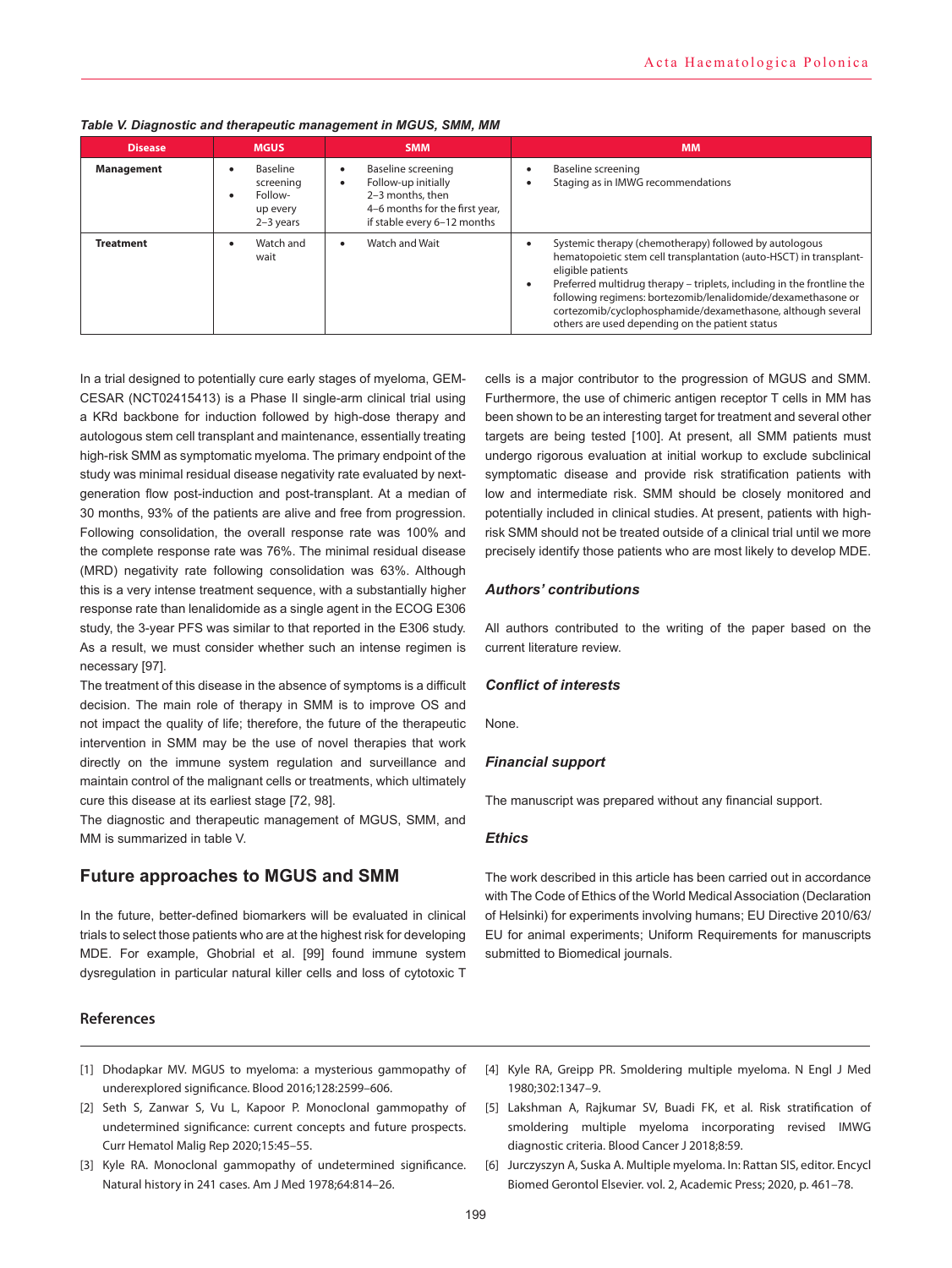*Table V. Diagnostic and therapeutic management in MGUS, SMM, MM*

| Disease | MGUS | SMM | MM |
|---|---|---|---|
| **Management** | • Baseline screening<br>• Follow-up every 2–3 years | • Baseline screening<br>• Follow-up initially 2–3 months, then 4–6 months for the first year, if stable every 6–12 months | • Baseline screening<br>• Staging as in IMWG recommendations |
| **Treatment** | • Watch and wait | • Watch and Wait | • Systemic therapy (chemotherapy) followed by autologous hematopoietic stem cell transplantation (auto-HSCT) in transplant-eligible patients<br>• Preferred multidrug therapy – triplets, including in the frontline the following regimens: bortezomib/lenalidomide/dexamethasone or cortezomib/cyclophosphamide/dexamethasone, although several others are used depending on the patient status |

In a trial designed to potentially cure early stages of myeloma, GEM-CESAR (NCT02415413) is a Phase II single-arm clinical trial using a KRd backbone for induction followed by high-dose therapy and autologous stem cell transplant and maintenance, essentially treating high-risk SMM as symptomatic myeloma. The primary endpoint of the study was minimal residual disease negativity rate evaluated by next-generation flow post-induction and post-transplant. At a median of 30 months, 93% of the patients are alive and free from progression. Following consolidation, the overall response rate was 100% and the complete response rate was 76%. The minimal residual disease (MRD) negativity rate following consolidation was 63%. Although this is a very intense treatment sequence, with a substantially higher response rate than lenalidomide as a single agent in the ECOG E306 study, the 3-year PFS was similar to that reported in the E306 study. As a result, we must consider whether such an intense regimen is necessary [97].

The treatment of this disease in the absence of symptoms is a difficult decision. The main role of therapy in SMM is to improve OS and not impact the quality of life; therefore, the future of the therapeutic intervention in SMM may be the use of novel therapies that work directly on the immune system regulation and surveillance and maintain control of the malignant cells or treatments, which ultimately cure this disease at its earliest stage [72, 98].

The diagnostic and therapeutic management of MGUS, SMM, and MM is summarized in table V.

## Future approaches to MGUS and SMM

In the future, better-defined biomarkers will be evaluated in clinical trials to select those patients who are at the highest risk for developing MDE. For example, Ghobrial et al. [99] found immune system dysregulation in particular natural killer cells and loss of cytotoxic T cells is a major contributor to the progression of MGUS and SMM. Furthermore, the use of chimeric antigen receptor T cells in MM has been shown to be an interesting target for treatment and several other targets are being tested [100]. At present, all SMM patients must undergo rigorous evaluation at initial workup to exclude subclinical symptomatic disease and provide risk stratification patients with low and intermediate risk. SMM should be closely monitored and potentially included in clinical studies. At present, patients with high-risk SMM should not be treated outside of a clinical trial until we more precisely identify those patients who are most likely to develop MDE.

### *Authors' contributions*

All authors contributed to the writing of the paper based on the current literature review.

### *Conflict of interests*

None.

### *Financial support*

The manuscript was prepared without any financial support.

### *Ethics*

The work described in this article has been carried out in accordance with The Code of Ethics of the World Medical Association (Declaration of Helsinki) for experiments involving humans; EU Directive 2010/63/EU for animal experiments; Uniform Requirements for manuscripts submitted to Biomedical journals.

### References

[1] Dhodapkar MV. MGUS to myeloma: a mysterious gammopathy of underexplored significance. Blood 2016;128:2599–606.

[2] Seth S, Zanwar S, Vu L, Kapoor P. Monoclonal gammopathy of undetermined significance: current concepts and future prospects. Curr Hematol Malig Rep 2020;15:45–55.

[3] Kyle RA. Monoclonal gammopathy of undetermined significance. Natural history in 241 cases. Am J Med 1978;64:814–26.

[4] Kyle RA, Greipp PR. Smoldering multiple myeloma. N Engl J Med 1980;302:1347–9.

[5] Lakshman A, Rajkumar SV, Buadi FK, et al. Risk stratification of smoldering multiple myeloma incorporating revised IMWG diagnostic criteria. Blood Cancer J 2018;8:59.

[6] Jurczyszyn A, Suska A. Multiple myeloma. In: Rattan SIS, editor. Encycl Biomed Gerontol Elsevier. vol. 2, Academic Press; 2020, p. 461–78.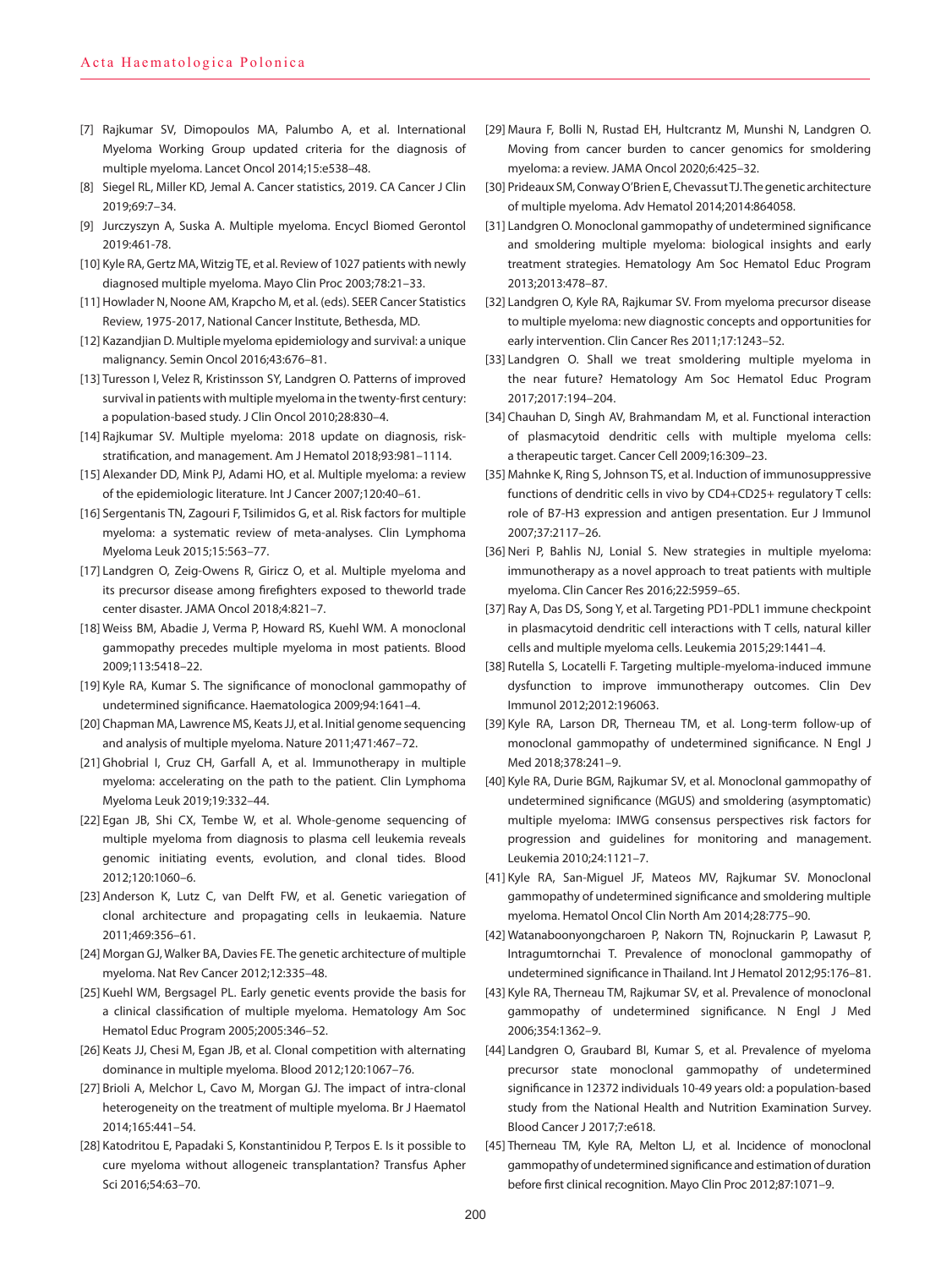[7] Rajkumar SV, Dimopoulos MA, Palumbo A, et al. International Myeloma Working Group updated criteria for the diagnosis of multiple myeloma. Lancet Oncol 2014;15:e538–48.

[8] Siegel RL, Miller KD, Jemal A. Cancer statistics, 2019. CA Cancer J Clin 2019;69:7–34.

[9] Jurczyszyn A, Suska A. Multiple myeloma. Encycl Biomed Gerontol 2019:461-78.

[10] Kyle RA, Gertz MA, Witzig TE, et al. Review of 1027 patients with newly diagnosed multiple myeloma. Mayo Clin Proc 2003;78:21–33.

[11] Howlader N, Noone AM, Krapcho M, et al. (eds). SEER Cancer Statistics Review, 1975-2017, National Cancer Institute, Bethesda, MD.

[12] Kazandjian D. Multiple myeloma epidemiology and survival: a unique malignancy. Semin Oncol 2016;43:676–81.

[13] Turesson I, Velez R, Kristinsson SY, Landgren O. Patterns of improved survival in patients with multiple myeloma in the twenty-first century: a population-based study. J Clin Oncol 2010;28:830–4.

[14] Rajkumar SV. Multiple myeloma: 2018 update on diagnosis, risk-stratification, and management. Am J Hematol 2018;93:981–1114.

[15] Alexander DD, Mink PJ, Adami HO, et al. Multiple myeloma: a review of the epidemiologic literature. Int J Cancer 2007;120:40–61.

[16] Sergentanis TN, Zagouri F, Tsilimidos G, et al. Risk factors for multiple myeloma: a systematic review of meta-analyses. Clin Lymphoma Myeloma Leuk 2015;15:563–77.

[17] Landgren O, Zeig-Owens R, Giricz O, et al. Multiple myeloma and its precursor disease among firefighters exposed to theworld trade center disaster. JAMA Oncol 2018;4:821–7.

[18] Weiss BM, Abadie J, Verma P, Howard RS, Kuehl WM. A monoclonal gammopathy precedes multiple myeloma in most patients. Blood 2009;113:5418–22.

[19] Kyle RA, Kumar S. The significance of monoclonal gammopathy of undetermined significance. Haematologica 2009;94:1641–4.

[20] Chapman MA, Lawrence MS, Keats JJ, et al. Initial genome sequencing and analysis of multiple myeloma. Nature 2011;471:467–72.

[21] Ghobrial I, Cruz CH, Garfall A, et al. Immunotherapy in multiple myeloma: accelerating on the path to the patient. Clin Lymphoma Myeloma Leuk 2019;19:332–44.

[22] Egan JB, Shi CX, Tembe W, et al. Whole-genome sequencing of multiple myeloma from diagnosis to plasma cell leukemia reveals genomic initiating events, evolution, and clonal tides. Blood 2012;120:1060–6.

[23] Anderson K, Lutz C, van Delft FW, et al. Genetic variegation of clonal architecture and propagating cells in leukaemia. Nature 2011;469:356–61.

[24] Morgan GJ, Walker BA, Davies FE. The genetic architecture of multiple myeloma. Nat Rev Cancer 2012;12:335–48.

[25] Kuehl WM, Bergsagel PL. Early genetic events provide the basis for a clinical classification of multiple myeloma. Hematology Am Soc Hematol Educ Program 2005;2005:346–52.

[26] Keats JJ, Chesi M, Egan JB, et al. Clonal competition with alternating dominance in multiple myeloma. Blood 2012;120:1067–76.

[27] Brioli A, Melchor L, Cavo M, Morgan GJ. The impact of intra-clonal heterogeneity on the treatment of multiple myeloma. Br J Haematol 2014;165:441–54.

[28] Katodritou E, Papadaki S, Konstantinidou P, Terpos E. Is it possible to cure myeloma without allogeneic transplantation? Transfus Apher Sci 2016;54:63–70.

[29] Maura F, Bolli N, Rustad EH, Hultcrantz M, Munshi N, Landgren O. Moving from cancer burden to cancer genomics for smoldering myeloma: a review. JAMA Oncol 2020;6:425–32.

[30] Prideaux SM, Conway O'Brien E, Chevassut TJ. The genetic architecture of multiple myeloma. Adv Hematol 2014;2014:864058.

[31] Landgren O. Monoclonal gammopathy of undetermined significance and smoldering multiple myeloma: biological insights and early treatment strategies. Hematology Am Soc Hematol Educ Program 2013;2013:478–87.

[32] Landgren O, Kyle RA, Rajkumar SV. From myeloma precursor disease to multiple myeloma: new diagnostic concepts and opportunities for early intervention. Clin Cancer Res 2011;17:1243–52.

[33] Landgren O. Shall we treat smoldering multiple myeloma in the near future? Hematology Am Soc Hematol Educ Program 2017;2017:194–204.

[34] Chauhan D, Singh AV, Brahmandam M, et al. Functional interaction of plasmacytoid dendritic cells with multiple myeloma cells: a therapeutic target. Cancer Cell 2009;16:309–23.

[35] Mahnke K, Ring S, Johnson TS, et al. Induction of immunosuppressive functions of dendritic cells in vivo by CD4+CD25+ regulatory T cells: role of B7-H3 expression and antigen presentation. Eur J Immunol 2007;37:2117–26.

[36] Neri P, Bahlis NJ, Lonial S. New strategies in multiple myeloma: immunotherapy as a novel approach to treat patients with multiple myeloma. Clin Cancer Res 2016;22:5959–65.

[37] Ray A, Das DS, Song Y, et al. Targeting PD1-PDL1 immune checkpoint in plasmacytoid dendritic cell interactions with T cells, natural killer cells and multiple myeloma cells. Leukemia 2015;29:1441–4.

[38] Rutella S, Locatelli F. Targeting multiple-myeloma-induced immune dysfunction to improve immunotherapy outcomes. Clin Dev Immunol 2012;2012:196063.

[39] Kyle RA, Larson DR, Therneau TM, et al. Long-term follow-up of monoclonal gammopathy of undetermined significance. N Engl J Med 2018;378:241–9.

[40] Kyle RA, Durie BGM, Rajkumar SV, et al. Monoclonal gammopathy of undetermined significance (MGUS) and smoldering (asymptomatic) multiple myeloma: IMWG consensus perspectives risk factors for progression and guidelines for monitoring and management. Leukemia 2010;24:1121–7.

[41] Kyle RA, San-Miguel JF, Mateos MV, Rajkumar SV. Monoclonal gammopathy of undetermined significance and smoldering multiple myeloma. Hematol Oncol Clin North Am 2014;28:775–90.

[42] Watanaboonyongcharoen P, Nakorn TN, Rojnuckarin P, Lawasut P, Intragumtornchai T. Prevalence of monoclonal gammopathy of undetermined significance in Thailand. Int J Hematol 2012;95:176–81.

[43] Kyle RA, Therneau TM, Rajkumar SV, et al. Prevalence of monoclonal gammopathy of undetermined significance. N Engl J Med 2006;354:1362–9.

[44] Landgren O, Graubard BI, Kumar S, et al. Prevalence of myeloma precursor state monoclonal gammopathy of undetermined significance in 12372 individuals 10-49 years old: a population-based study from the National Health and Nutrition Examination Survey. Blood Cancer J 2017;7:e618.

[45] Therneau TM, Kyle RA, Melton LJ, et al. Incidence of monoclonal gammopathy of undetermined significance and estimation of duration before first clinical recognition. Mayo Clin Proc 2012;87:1071–9.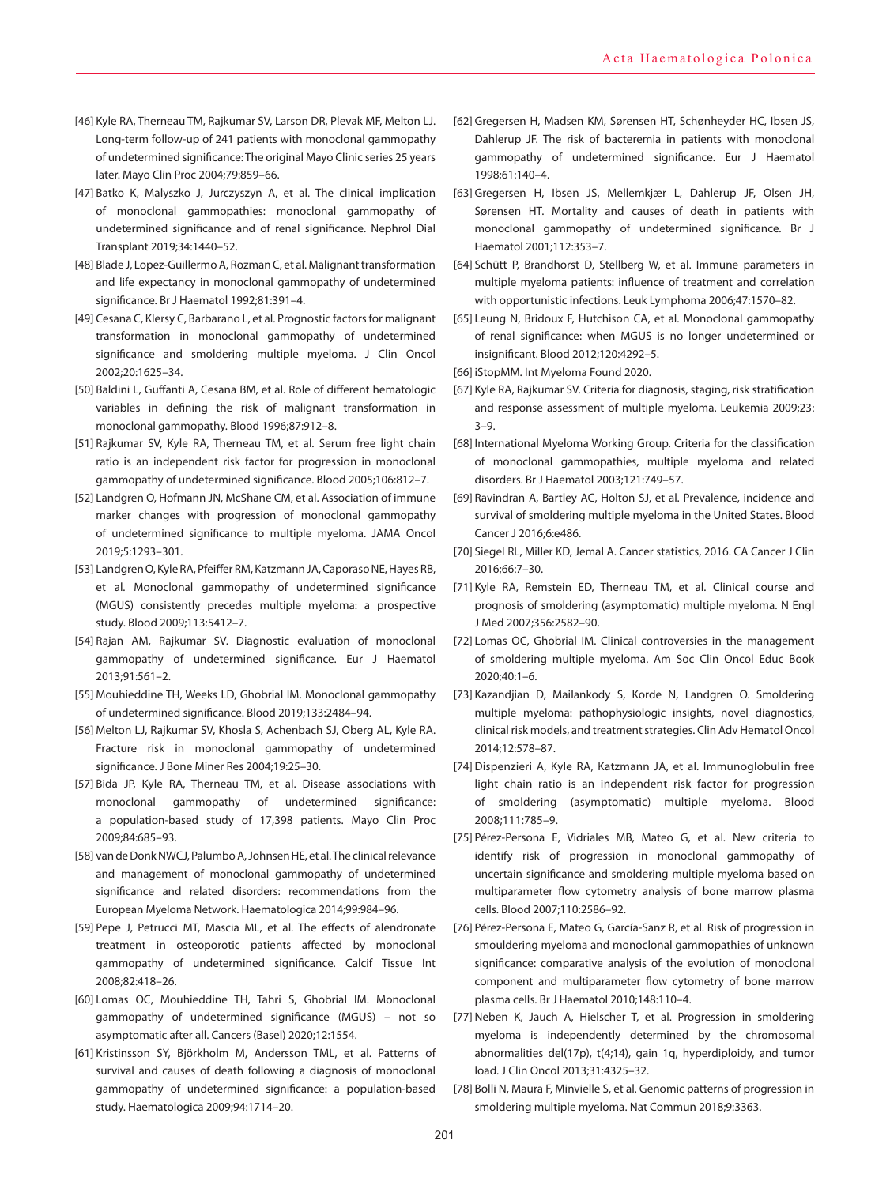[46] Kyle RA, Therneau TM, Rajkumar SV, Larson DR, Plevak MF, Melton LJ. Long-term follow-up of 241 patients with monoclonal gammopathy of undetermined significance: The original Mayo Clinic series 25 years later. Mayo Clin Proc 2004;79:859–66.

[47] Batko K, Malyszko J, Jurczyszyn A, et al. The clinical implication of monoclonal gammopathies: monoclonal gammopathy of undetermined significance and of renal significance. Nephrol Dial Transplant 2019;34:1440–52.

[48] Blade J, Lopez-Guillermo A, Rozman C, et al. Malignant transformation and life expectancy in monoclonal gammopathy of undetermined significance. Br J Haematol 1992;81:391–4.

[49] Cesana C, Klersy C, Barbarano L, et al. Prognostic factors for malignant transformation in monoclonal gammopathy of undetermined significance and smoldering multiple myeloma. J Clin Oncol 2002;20:1625–34.

[50] Baldini L, Guffanti A, Cesana BM, et al. Role of different hematologic variables in defining the risk of malignant transformation in monoclonal gammopathy. Blood 1996;87:912–8.

[51] Rajkumar SV, Kyle RA, Therneau TM, et al. Serum free light chain ratio is an independent risk factor for progression in monoclonal gammopathy of undetermined significance. Blood 2005;106:812–7.

[52] Landgren O, Hofmann JN, McShane CM, et al. Association of immune marker changes with progression of monoclonal gammopathy of undetermined significance to multiple myeloma. JAMA Oncol 2019;5:1293–301.

[53] Landgren O, Kyle RA, Pfeiffer RM, Katzmann JA, Caporaso NE, Hayes RB, et al. Monoclonal gammopathy of undetermined significance (MGUS) consistently precedes multiple myeloma: a prospective study. Blood 2009;113:5412–7.

[54] Rajan AM, Rajkumar SV. Diagnostic evaluation of monoclonal gammopathy of undetermined significance. Eur J Haematol 2013;91:561–2.

[55] Mouhieddine TH, Weeks LD, Ghobrial IM. Monoclonal gammopathy of undetermined significance. Blood 2019;133:2484–94.

[56] Melton LJ, Rajkumar SV, Khosla S, Achenbach SJ, Oberg AL, Kyle RA. Fracture risk in monoclonal gammopathy of undetermined significance. J Bone Miner Res 2004;19:25–30.

[57] Bida JP, Kyle RA, Therneau TM, et al. Disease associations with monoclonal gammopathy of undetermined significance: a population-based study of 17,398 patients. Mayo Clin Proc 2009;84:685–93.

[58] van de Donk NWCJ, Palumbo A, Johnsen HE, et al. The clinical relevance and management of monoclonal gammopathy of undetermined significance and related disorders: recommendations from the European Myeloma Network. Haematologica 2014;99:984–96.

[59] Pepe J, Petrucci MT, Mascia ML, et al. The effects of alendronate treatment in osteoporotic patients affected by monoclonal gammopathy of undetermined significance. Calcif Tissue Int 2008;82:418–26.

[60] Lomas OC, Mouhieddine TH, Tahri S, Ghobrial IM. Monoclonal gammopathy of undetermined significance (MGUS) – not so asymptomatic after all. Cancers (Basel) 2020;12:1554.

[61] Kristinsson SY, Björkholm M, Andersson TML, et al. Patterns of survival and causes of death following a diagnosis of monoclonal gammopathy of undetermined significance: a population-based study. Haematologica 2009;94:1714–20.

[62] Gregersen H, Madsen KM, Sørensen HT, Schønheyder HC, Ibsen JS, Dahlerup JF. The risk of bacteremia in patients with monoclonal gammopathy of undetermined significance. Eur J Haematol 1998;61:140–4.

[63] Gregersen H, Ibsen JS, Mellemkjær L, Dahlerup JF, Olsen JH, Sørensen HT. Mortality and causes of death in patients with monoclonal gammopathy of undetermined significance. Br J Haematol 2001;112:353–7.

[64] Schütt P, Brandhorst D, Stellberg W, et al. Immune parameters in multiple myeloma patients: influence of treatment and correlation with opportunistic infections. Leuk Lymphoma 2006;47:1570–82.

[65] Leung N, Bridoux F, Hutchison CA, et al. Monoclonal gammopathy of renal significance: when MGUS is no longer undetermined or insignificant. Blood 2012;120:4292–5.

[66] iStopMM. Int Myeloma Found 2020.

[67] Kyle RA, Rajkumar SV. Criteria for diagnosis, staging, risk stratification and response assessment of multiple myeloma. Leukemia 2009;23:3–9.

[68] International Myeloma Working Group. Criteria for the classification of monoclonal gammopathies, multiple myeloma and related disorders. Br J Haematol 2003;121:749–57.

[69] Ravindran A, Bartley AC, Holton SJ, et al. Prevalence, incidence and survival of smoldering multiple myeloma in the United States. Blood Cancer J 2016;6:e486.

[70] Siegel RL, Miller KD, Jemal A. Cancer statistics, 2016. CA Cancer J Clin 2016;66:7–30.

[71] Kyle RA, Remstein ED, Therneau TM, et al. Clinical course and prognosis of smoldering (asymptomatic) multiple myeloma. N Engl J Med 2007;356:2582–90.

[72] Lomas OC, Ghobrial IM. Clinical controversies in the management of smoldering multiple myeloma. Am Soc Clin Oncol Educ Book 2020;40:1–6.

[73] Kazandjian D, Mailankody S, Korde N, Landgren O. Smoldering multiple myeloma: pathophysiologic insights, novel diagnostics, clinical risk models, and treatment strategies. Clin Adv Hematol Oncol 2014;12:578–87.

[74] Dispenzieri A, Kyle RA, Katzmann JA, et al. Immunoglobulin free light chain ratio is an independent risk factor for progression of smoldering (asymptomatic) multiple myeloma. Blood 2008;111:785–9.

[75] Pérez-Persona E, Vidriales MB, Mateo G, et al. New criteria to identify risk of progression in monoclonal gammopathy of uncertain significance and smoldering multiple myeloma based on multiparameter flow cytometry analysis of bone marrow plasma cells. Blood 2007;110:2586–92.

[76] Pérez-Persona E, Mateo G, García-Sanz R, et al. Risk of progression in smouldering myeloma and monoclonal gammopathies of unknown significance: comparative analysis of the evolution of monoclonal component and multiparameter flow cytometry of bone marrow plasma cells. Br J Haematol 2010;148:110–4.

[77] Neben K, Jauch A, Hielscher T, et al. Progression in smoldering myeloma is independently determined by the chromosomal abnormalities del(17p), t(4;14), gain 1q, hyperdiploidy, and tumor load. J Clin Oncol 2013;31:4325–32.

[78] Bolli N, Maura F, Minvielle S, et al. Genomic patterns of progression in smoldering multiple myeloma. Nat Commun 2018;9:3363.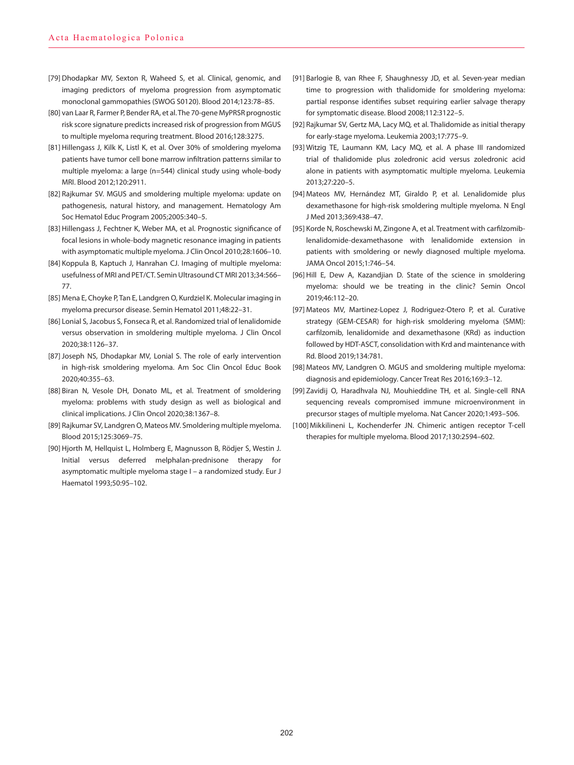[79] Dhodapkar MV, Sexton R, Waheed S, et al. Clinical, genomic, and imaging predictors of myeloma progression from asymptomatic monoclonal gammopathies (SWOG S0120). Blood 2014;123:78–85.

[80] van Laar R, Farmer P, Bender RA, et al. The 70-gene MyPRSR prognostic risk score signature predicts increased risk of progression from MGUS to multiple myeloma requring treatment. Blood 2016;128:3275.

[81] Hillengass J, Kilk K, Listl K, et al. Over 30% of smoldering myeloma patients have tumor cell bone marrow infiltration patterns similar to multiple myeloma: a large (n=544) clinical study using whole-body MRI. Blood 2012;120:2911.

[82] Rajkumar SV. MGUS and smoldering multiple myeloma: update on pathogenesis, natural history, and management. Hematology Am Soc Hematol Educ Program 2005;2005:340–5.

[83] Hillengass J, Fechtner K, Weber MA, et al. Prognostic significance of focal lesions in whole-body magnetic resonance imaging in patients with asymptomatic multiple myeloma. J Clin Oncol 2010;28:1606–10.

[84] Koppula B, Kaptuch J, Hanrahan CJ. Imaging of multiple myeloma: usefulness of MRI and PET/CT. Semin Ultrasound CT MRI 2013;34:566–77.

[85] Mena E, Choyke P, Tan E, Landgren O, Kurdziel K. Molecular imaging in myeloma precursor disease. Semin Hematol 2011;48:22–31.

[86] Lonial S, Jacobus S, Fonseca R, et al. Randomized trial of lenalidomide versus observation in smoldering multiple myeloma. J Clin Oncol 2020;38:1126–37.

[87] Joseph NS, Dhodapkar MV, Lonial S. The role of early intervention in high-risk smoldering myeloma. Am Soc Clin Oncol Educ Book 2020;40:355–63.

[88] Biran N, Vesole DH, Donato ML, et al. Treatment of smoldering myeloma: problems with study design as well as biological and clinical implications. J Clin Oncol 2020;38:1367–8.

[89] Rajkumar SV, Landgren O, Mateos MV. Smoldering multiple myeloma. Blood 2015;125:3069–75.

[90] Hjorth M, Hellquist L, Holmberg E, Magnusson B, Rödjer S, Westin J. Initial versus deferred melphalan-prednisone therapy for asymptomatic multiple myeloma stage I – a randomized study. Eur J Haematol 1993;50:95–102.

[91] Barlogie B, van Rhee F, Shaughnessy JD, et al. Seven-year median time to progression with thalidomide for smoldering myeloma: partial response identifies subset requiring earlier salvage therapy for symptomatic disease. Blood 2008;112:3122–5.

[92] Rajkumar SV, Gertz MA, Lacy MQ, et al. Thalidomide as initial therapy for early-stage myeloma. Leukemia 2003;17:775–9.

[93] Witzig TE, Laumann KM, Lacy MQ, et al. A phase III randomized trial of thalidomide plus zoledronic acid versus zoledronic acid alone in patients with asymptomatic multiple myeloma. Leukemia 2013;27:220–5.

[94] Mateos MV, Hernández MT, Giraldo P, et al. Lenalidomide plus dexamethasone for high-risk smoldering multiple myeloma. N Engl J Med 2013;369:438–47.

[95] Korde N, Roschewski M, Zingone A, et al. Treatment with carfilzomib-lenalidomide-dexamethasone with lenalidomide extension in patients with smoldering or newly diagnosed multiple myeloma. JAMA Oncol 2015;1:746–54.

[96] Hill E, Dew A, Kazandjian D. State of the science in smoldering myeloma: should we be treating in the clinic? Semin Oncol 2019;46:112–20.

[97] Mateos MV, Martinez-Lopez J, Rodriguez-Otero P, et al. Curative strategy (GEM-CESAR) for high-risk smoldering myeloma (SMM): carfilzomib, lenalidomide and dexamethasone (KRd) as induction followed by HDT-ASCT, consolidation with Krd and maintenance with Rd. Blood 2019;134:781.

[98] Mateos MV, Landgren O. MGUS and smoldering multiple myeloma: diagnosis and epidemiology. Cancer Treat Res 2016;169:3–12.

[99] Zavidij O, Haradhvala NJ, Mouhieddine TH, et al. Single-cell RNA sequencing reveals compromised immune microenvironment in precursor stages of multiple myeloma. Nat Cancer 2020;1:493–506.

[100] Mikkilineni L, Kochenderfer JN. Chimeric antigen receptor T-cell therapies for multiple myeloma. Blood 2017;130:2594–602.